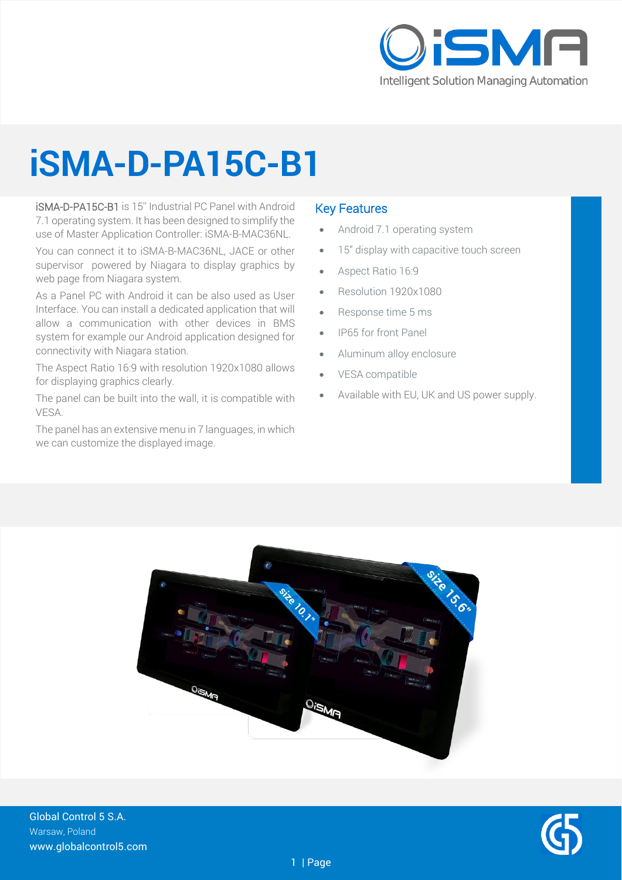# iSMA-D-PA15C-B1

iSMA-D-PA15C-B1 is 15'' Industrial PC Panel with Android 7.1 operating system. It has been designed to simplify the use of Master Application Controller: iSMA-B-MAC36NL.

You can connect it to iSMA-B-MAC36NL, JACE or other supervisor powered by Niagara to display graphics by web page from Niagara system.

As a Panel PC with Android it can be also used as User Interface. You can install a dedicated application that will allow a communication with other devices in BMS system for example our Android application designed for connectivity with Niagara station.

The Aspect Ratio 16:9 with resolution 1920x1080 allows for displaying graphics clearly.

The panel can be built into the wall, it is compatible with VESA.

The panel has an extensive menu in 7 languages, in which we can customize the displayed image.

## Key Features

- Android 7.1 operating system
- 15" display with capacitive touch screen
- Aspect Ratio 16:9
- Resolution 1920x1080
- Response time 5 ms
- IP65 for front Panel
- Aluminum alloy enclosure
- VESA compatible
- Available with EU, UK and US power supply.

Global Control 5 S.A.
Warsaw, Poland
www.globalcontrol5.com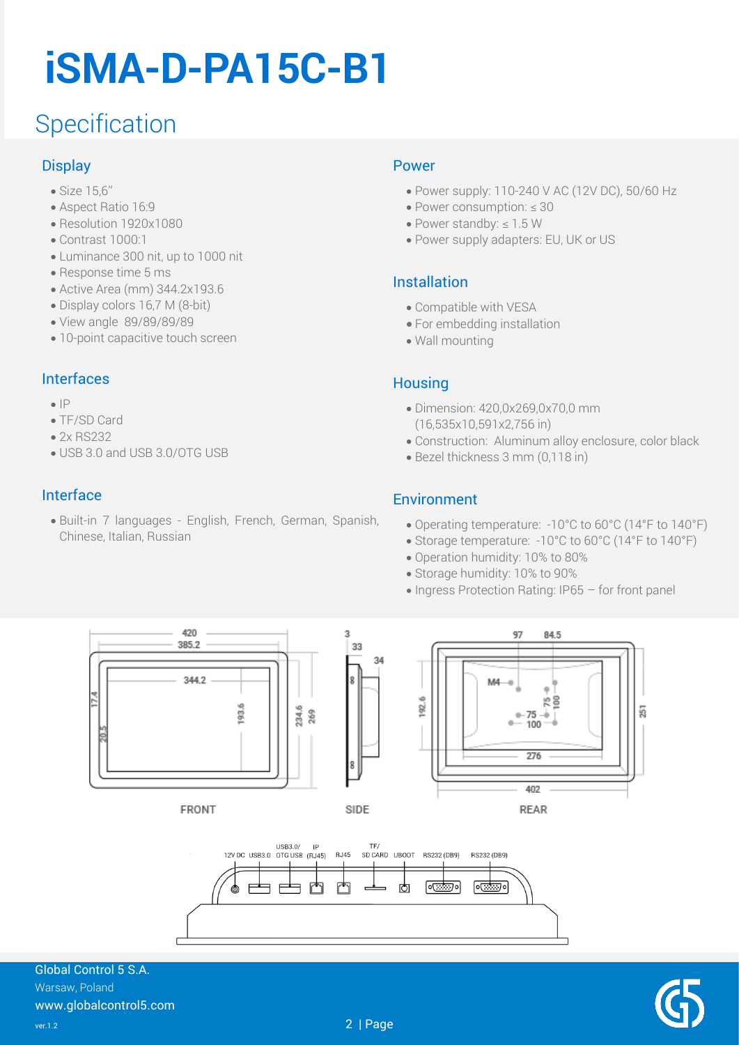# iSMA-D-PA15C-B1

## Specification

### Display

- Size 15,6″
- Aspect Ratio 16:9
- Resolution 1920x1080
- Contrast 1000:1
- Luminance 300 nit, up to 1000 nit
- Response time 5 ms
- Active Area (mm) 344.2x193.6
- Display colors 16,7 M (8-bit)
- View angle 89/89/89/89
- 10-point capacitive touch screen

### Interfaces

- IP
- TF/SD Card
- 2x RS232
- USB 3.0 and USB 3.0/OTG USB

### Interface

- Built-in 7 languages - English, French, German, Spanish, Chinese, Italian, Russian

### Power

- Power supply: 110-240 V AC (12V DC), 50/60 Hz
- Power consumption: ≤ 30
- Power standby: ≤ 1.5 W
- Power supply adapters: EU, UK or US

### Installation

- Compatible with VESA
- For embedding installation
- Wall mounting

### Housing

- Dimension: 420,0x269,0x70,0 mm (16,535x10,591x2,756 in)
- Construction: Aluminum alloy enclosure, color black
- Bezel thickness 3 mm (0,118 in)

### Environment

- Operating temperature: -10°C to 60°C (14°F to 140°F)
- Storage temperature: -10°C to 60°C (14°F to 140°F)
- Operation humidity: 10% to 80%
- Storage humidity: 10% to 90%
- Ingress Protection Rating: IP65 – for front panel

FRONT

420
385.2
344.2
17.4
20.5
193.6
234.6
269

SIDE

3
33
34
8
8

REAR

97
84.5
M4
75
100
75
100
192.6
276
402
251

12V DC
USB3.0
USB3.0/ OTG USB
IP (RJ45)
RJ45
TF/ SD CARD
UBOOT
RS232 (DB9)
RS232 (DB9)

Global Control 5 S.A.
Warsaw, Poland
www.globalcontrol5.com
ver.1.2